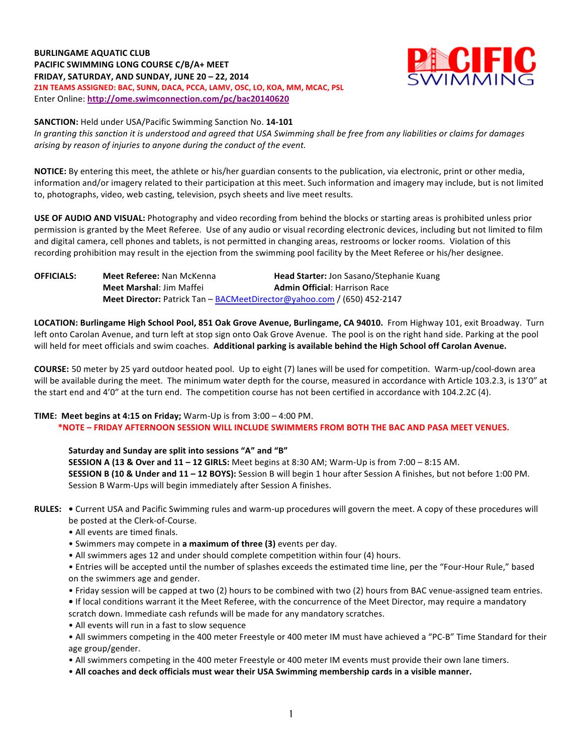**BURLINGAME AQUATIC CLUB**
**PACIFIC SWIMMING LONG COURSE C/B/A+ MEET**
**FRIDAY, SATURDAY, AND SUNDAY, JUNE 20 – 22, 2014**
**Z1N TEAMS ASSIGNED: BAC, SUNN, DACA, PCCA, LAMV, OSC, LO, KOA, MM, MCAC, PSL**
Enter Online: **http://ome.swimconnection.com/pc/bac20140620**

**SANCTION:** Held under USA/Pacific Swimming Sanction No. **14-101**
*In granting this sanction it is understood and agreed that USA Swimming shall be free from any liabilities or claims for damages arising by reason of injuries to anyone during the conduct of the event.*

**NOTICE:** By entering this meet, the athlete or his/her guardian consents to the publication, via electronic, print or other media, information and/or imagery related to their participation at this meet. Such information and imagery may include, but is not limited to, photographs, video, web casting, television, psych sheets and live meet results.

**USE OF AUDIO AND VISUAL:** Photography and video recording from behind the blocks or starting areas is prohibited unless prior permission is granted by the Meet Referee. Use of any audio or visual recording electronic devices, including but not limited to film and digital camera, cell phones and tablets, is not permitted in changing areas, restrooms or locker rooms. Violation of this recording prohibition may result in the ejection from the swimming pool facility by the Meet Referee or his/her designee.

**OFFICIALS:** **Meet Referee:** Nan McKenna **Head Starter:** Jon Sasano/Stephanie Kuang
**Meet Marshal**: Jim Maffei **Admin Official**: Harrison Race
**Meet Director:** Patrick Tan – BACMeetDirector@yahoo.com / (650) 452-2147

**LOCATION: Burlingame High School Pool, 851 Oak Grove Avenue, Burlingame, CA 94010.** From Highway 101, exit Broadway. Turn left onto Carolan Avenue, and turn left at stop sign onto Oak Grove Avenue. The pool is on the right hand side. Parking at the pool will held for meet officials and swim coaches. **Additional parking is available behind the High School off Carolan Avenue.**

**COURSE:** 50 meter by 25 yard outdoor heated pool. Up to eight (7) lanes will be used for competition. Warm-up/cool-down area will be available during the meet. The minimum water depth for the course, measured in accordance with Article 103.2.3, is 13'0" at the start end and 4'0" at the turn end. The competition course has not been certified in accordance with 104.2.2C (4).

**TIME: Meet begins at 4:15 on Friday;** Warm-Up is from 3:00 – 4:00 PM.
**\*NOTE – FRIDAY AFTERNOON SESSION WILL INCLUDE SWIMMERS FROM BOTH THE BAC AND PASA MEET VENUES.**

**Saturday and Sunday are split into sessions "A" and "B"**
**SESSION A (13 & Over and 11 – 12 GIRLS:** Meet begins at 8:30 AM; Warm-Up is from 7:00 – 8:15 AM.
**SESSION B (10 & Under and 11 – 12 BOYS):** Session B will begin 1 hour after Session A finishes, but not before 1:00 PM. Session B Warm-Ups will begin immediately after Session A finishes.

**RULES:**
- Current USA and Pacific Swimming rules and warm-up procedures will govern the meet. A copy of these procedures will be posted at the Clerk-of-Course.
- All events are timed finals.
- Swimmers may compete in **a maximum of three (3)** events per day.
- All swimmers ages 12 and under should complete competition within four (4) hours.
- Entries will be accepted until the number of splashes exceeds the estimated time line, per the "Four-Hour Rule," based on the swimmers age and gender.
- Friday session will be capped at two (2) hours to be combined with two (2) hours from BAC venue-assigned team entries.
- If local conditions warrant it the Meet Referee, with the concurrence of the Meet Director, may require a mandatory scratch down. Immediate cash refunds will be made for any mandatory scratches.
- All events will run in a fast to slow sequence
- All swimmers competing in the 400 meter Freestyle or 400 meter IM must have achieved a "PC-B" Time Standard for their age group/gender.
- All swimmers competing in the 400 meter Freestyle or 400 meter IM events must provide their own lane timers.
- **All coaches and deck officials must wear their USA Swimming membership cards in a visible manner.**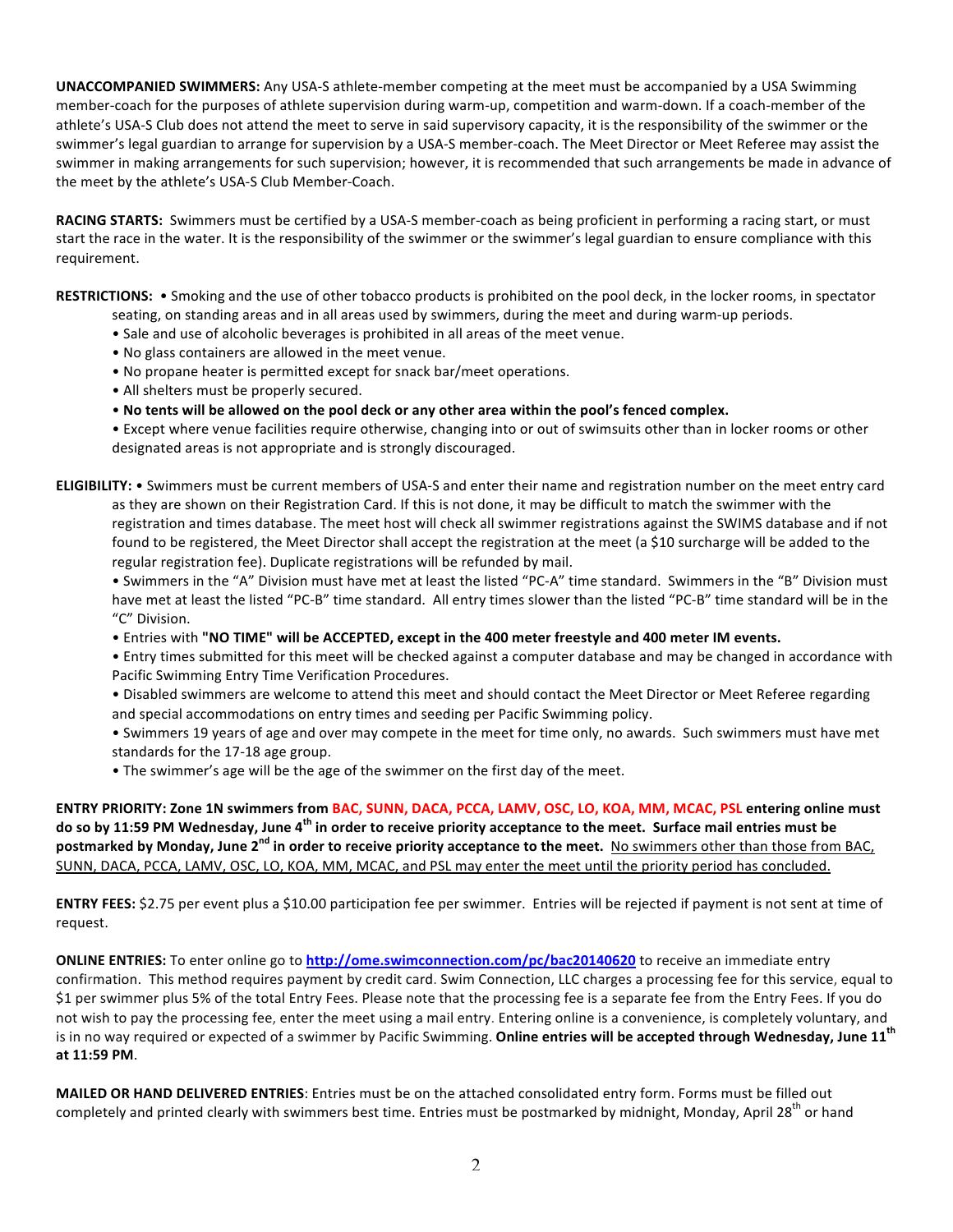**UNACCOMPANIED SWIMMERS:** Any USA-S athlete-member competing at the meet must be accompanied by a USA Swimming member-coach for the purposes of athlete supervision during warm-up, competition and warm-down. If a coach-member of the athlete's USA-S Club does not attend the meet to serve in said supervisory capacity, it is the responsibility of the swimmer or the swimmer's legal guardian to arrange for supervision by a USA-S member-coach. The Meet Director or Meet Referee may assist the swimmer in making arrangements for such supervision; however, it is recommended that such arrangements be made in advance of the meet by the athlete's USA-S Club Member-Coach.

**RACING STARTS:** Swimmers must be certified by a USA-S member-coach as being proficient in performing a racing start, or must start the race in the water. It is the responsibility of the swimmer or the swimmer's legal guardian to ensure compliance with this requirement.

**RESTRICTIONS:**
- Smoking and the use of other tobacco products is prohibited on the pool deck, in the locker rooms, in spectator seating, on standing areas and in all areas used by swimmers, during the meet and during warm-up periods.
- Sale and use of alcoholic beverages is prohibited in all areas of the meet venue.
- No glass containers are allowed in the meet venue.
- No propane heater is permitted except for snack bar/meet operations.
- All shelters must be properly secured.
- **No tents will be allowed on the pool deck or any other area within the pool's fenced complex.**
- Except where venue facilities require otherwise, changing into or out of swimsuits other than in locker rooms or other designated areas is not appropriate and is strongly discouraged.

**ELIGIBILITY:**
- Swimmers must be current members of USA-S and enter their name and registration number on the meet entry card as they are shown on their Registration Card. If this is not done, it may be difficult to match the swimmer with the registration and times database. The meet host will check all swimmer registrations against the SWIMS database and if not found to be registered, the Meet Director shall accept the registration at the meet (a $10 surcharge will be added to the regular registration fee). Duplicate registrations will be refunded by mail.
- Swimmers in the "A" Division must have met at least the listed "PC-A" time standard. Swimmers in the "B" Division must have met at least the listed "PC-B" time standard. All entry times slower than the listed "PC-B" time standard will be in the "C" Division.
- Entries with **"NO TIME" will be ACCEPTED, except in the 400 meter freestyle and 400 meter IM events.**
- Entry times submitted for this meet will be checked against a computer database and may be changed in accordance with Pacific Swimming Entry Time Verification Procedures.
- Disabled swimmers are welcome to attend this meet and should contact the Meet Director or Meet Referee regarding and special accommodations on entry times and seeding per Pacific Swimming policy.
- Swimmers 19 years of age and over may compete in the meet for time only, no awards. Such swimmers must have met standards for the 17-18 age group.
- The swimmer's age will be the age of the swimmer on the first day of the meet.

**ENTRY PRIORITY: Zone 1N swimmers from BAC, SUNN, DACA, PCCA, LAMV, OSC, LO, KOA, MM, MCAC, PSL entering online must do so by 11:59 PM Wednesday, June 4th in order to receive priority acceptance to the meet. Surface mail entries must be postmarked by Monday, June 2nd in order to receive priority acceptance to the meet.** No swimmers other than those from BAC, SUNN, DACA, PCCA, LAMV, OSC, LO, KOA, MM, MCAC, and PSL may enter the meet until the priority period has concluded.

**ENTRY FEES:** $2.75 per event plus a $10.00 participation fee per swimmer. Entries will be rejected if payment is not sent at time of request.

**ONLINE ENTRIES:** To enter online go to **http://ome.swimconnection.com/pc/bac20140620** to receive an immediate entry confirmation. This method requires payment by credit card. Swim Connection, LLC charges a processing fee for this service, equal to $1 per swimmer plus 5% of the total Entry Fees. Please note that the processing fee is a separate fee from the Entry Fees. If you do not wish to pay the processing fee, enter the meet using a mail entry. Entering online is a convenience, is completely voluntary, and is in no way required or expected of a swimmer by Pacific Swimming. **Online entries will be accepted through Wednesday, June 11th at 11:59 PM**.

**MAILED OR HAND DELIVERED ENTRIES**: Entries must be on the attached consolidated entry form. Forms must be filled out completely and printed clearly with swimmers best time. Entries must be postmarked by midnight, Monday, April 28th or hand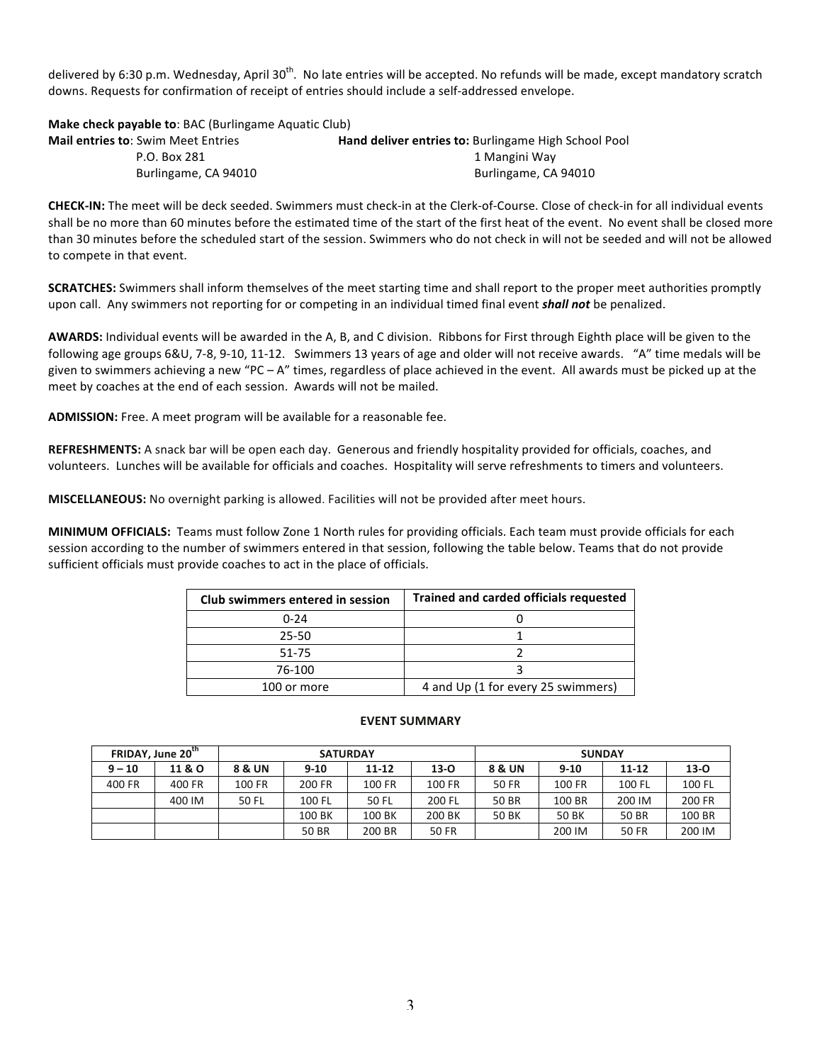delivered by 6:30 p.m. Wednesday, April 30th. No late entries will be accepted. No refunds will be made, except mandatory scratch downs. Requests for confirmation of receipt of entries should include a self-addressed envelope.

**Make check payable to**: BAC (Burlingame Aquatic Club)

**Mail entries to**: Swim Meet Entries
P.O. Box 281
Burlingame, CA 94010

**Hand deliver entries to:** Burlingame High School Pool
1 Mangini Way
Burlingame, CA 94010

**CHECK-IN:** The meet will be deck seeded. Swimmers must check-in at the Clerk-of-Course. Close of check-in for all individual events shall be no more than 60 minutes before the estimated time of the start of the first heat of the event. No event shall be closed more than 30 minutes before the scheduled start of the session. Swimmers who do not check in will not be seeded and will not be allowed to compete in that event.

**SCRATCHES:** Swimmers shall inform themselves of the meet starting time and shall report to the proper meet authorities promptly upon call. Any swimmers not reporting for or competing in an individual timed final event ***shall not*** be penalized.

**AWARDS:** Individual events will be awarded in the A, B, and C division. Ribbons for First through Eighth place will be given to the following age groups 6&U, 7-8, 9-10, 11-12. Swimmers 13 years of age and older will not receive awards. "A" time medals will be given to swimmers achieving a new "PC – A" times, regardless of place achieved in the event. All awards must be picked up at the meet by coaches at the end of each session. Awards will not be mailed.

**ADMISSION:** Free. A meet program will be available for a reasonable fee.

**REFRESHMENTS:** A snack bar will be open each day. Generous and friendly hospitality provided for officials, coaches, and volunteers. Lunches will be available for officials and coaches. Hospitality will serve refreshments to timers and volunteers.

**MISCELLANEOUS:** No overnight parking is allowed. Facilities will not be provided after meet hours.

**MINIMUM OFFICIALS:** Teams must follow Zone 1 North rules for providing officials. Each team must provide officials for each session according to the number of swimmers entered in that session, following the table below. Teams that do not provide sufficient officials must provide coaches to act in the place of officials.

| Club swimmers entered in session | Trained and carded officials requested |
|---|---|
| 0-24 | 0 |
| 25-50 | 1 |
| 51-75 | 2 |
| 76-100 | 3 |
| 100 or more | 4 and Up (1 for every 25 swimmers) |

**EVENT SUMMARY**

| FRIDAY, June 20th | | SATURDAY | | | | SUNDAY | | | |
|---|---|---|---|---|---|---|---|---|---|
| **9 – 10** | **11 & O** | **8 & UN** | **9-10** | **11-12** | **13-O** | **8 & UN** | **9-10** | **11-12** | **13-O** |
| 400 FR | 400 FR | 100 FR | 200 FR | 100 FR | 100 FR | 50 FR | 100 FR | 100 FL | 100 FL |
| | 400 IM | 50 FL | 100 FL | 50 FL | 200 FL | 50 BR | 100 BR | 200 IM | 200 FR |
| | | | 100 BK | 100 BK | 200 BK | 50 BK | 50 BK | 50 BR | 100 BR |
| | | | 50 BR | 200 BR | 50 FR | | 200 IM | 50 FR | 200 IM |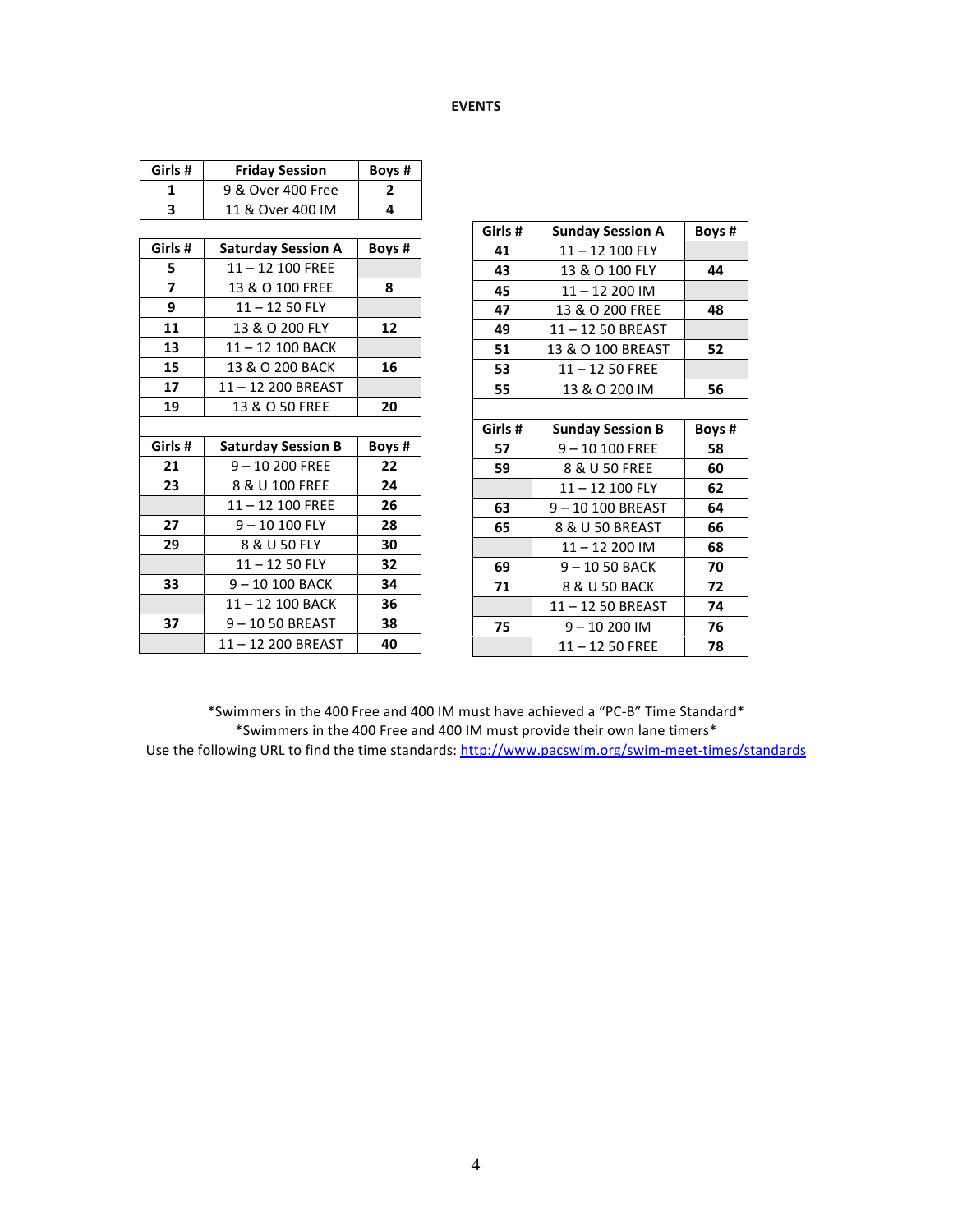**EVENTS**

| Girls # | Friday Session | Boys # |
|---|---|---|
| 1 | 9 & Over 400 Free | 2 |
| 3 | 11 & Over 400 IM | 4 |

| Girls # | Saturday Session A | Boys # |
|---|---|---|
| 5 | 11 – 12 100 FREE | |
| 7 | 13 & O 100 FREE | 8 |
| 9 | 11 – 12 50 FLY | |
| 11 | 13 & O 200 FLY | 12 |
| 13 | 11 – 12 100 BACK | |
| 15 | 13 & O 200 BACK | 16 |
| 17 | 11 – 12 200 BREAST | |
| 19 | 13 & O 50 FREE | 20 |

| Girls # | Saturday Session B | Boys # |
|---|---|---|
| 21 | 9 – 10 200 FREE | 22 |
| 23 | 8 & U 100 FREE | 24 |
| | 11 – 12 100 FREE | 26 |
| 27 | 9 – 10 100 FLY | 28 |
| 29 | 8 & U 50 FLY | 30 |
| | 11 – 12 50 FLY | 32 |
| 33 | 9 – 10 100 BACK | 34 |
| | 11 – 12 100 BACK | 36 |
| 37 | 9 – 10 50 BREAST | 38 |
| | 11 – 12 200 BREAST | 40 |

| Girls # | Sunday Session A | Boys # |
|---|---|---|
| 41 | 11 – 12 100 FLY | |
| 43 | 13 & O 100 FLY | 44 |
| 45 | 11 – 12 200 IM | |
| 47 | 13 & O 200 FREE | 48 |
| 49 | 11 – 12 50 BREAST | |
| 51 | 13 & O 100 BREAST | 52 |
| 53 | 11 – 12 50 FREE | |
| 55 | 13 & O 200 IM | 56 |

| Girls # | Sunday Session B | Boys # |
|---|---|---|
| 57 | 9 – 10 100 FREE | 58 |
| 59 | 8 & U 50 FREE | 60 |
| | 11 – 12 100 FLY | 62 |
| 63 | 9 – 10 100 BREAST | 64 |
| 65 | 8 & U 50 BREAST | 66 |
| | 11 – 12 200 IM | 68 |
| 69 | 9 – 10 50 BACK | 70 |
| 71 | 8 & U 50 BACK | 72 |
| | 11 – 12 50 BREAST | 74 |
| 75 | 9 – 10 200 IM | 76 |
| | 11 – 12 50 FREE | 78 |

*Swimmers in the 400 Free and 400 IM must have achieved a "PC-B" Time Standard*

*Swimmers in the 400 Free and 400 IM must provide their own lane timers*

Use the following URL to find the time standards: http://www.pacswim.org/swim-meet-times/standards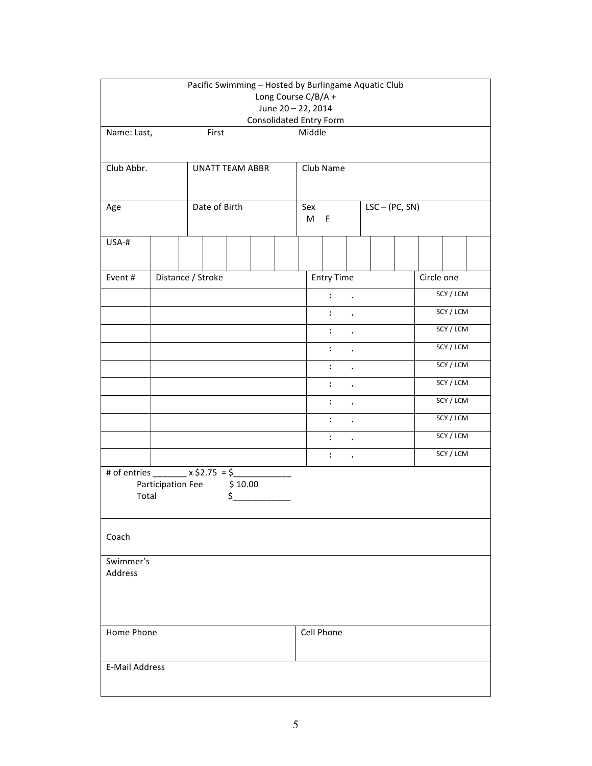Pacific Swimming – Hosted by Burlingame Aquatic Club
Long Course C/B/A +
June 20 – 22, 2014
Consolidated Entry Form

| | | | |
|---|---|---|---|
| Name: Last, First | | Middle | |
| Club Abbr. | UNATT TEAM ABBR | Club Name | |
| Age | Date of Birth | Sex M F | LSC – (PC, SN) |

| USA-# | | | | | | | | | | | | | | |
|---|---|---|---|---|---|---|---|---|---|---|---|---|---|---|

| Event # | Distance / Stroke | Entry Time | Circle one |
|---|---|---|---|
| | | : . | SCY / LCM |
| | | : . | SCY / LCM |
| | | : . | SCY / LCM |
| | | : . | SCY / LCM |
| | | : . | SCY / LCM |
| | | : . | SCY / LCM |
| | | : . | SCY / LCM |
| | | : . | SCY / LCM |
| | | : . | SCY / LCM |
| | | : . | SCY / LCM |

# of entries _______ x $2.75 = $____________
Participation Fee $ 10.00
Total $____________

| | |
|---|---|
| Coach | |
| Swimmer's Address | |
| Home Phone | Cell Phone |
| E-Mail Address | |